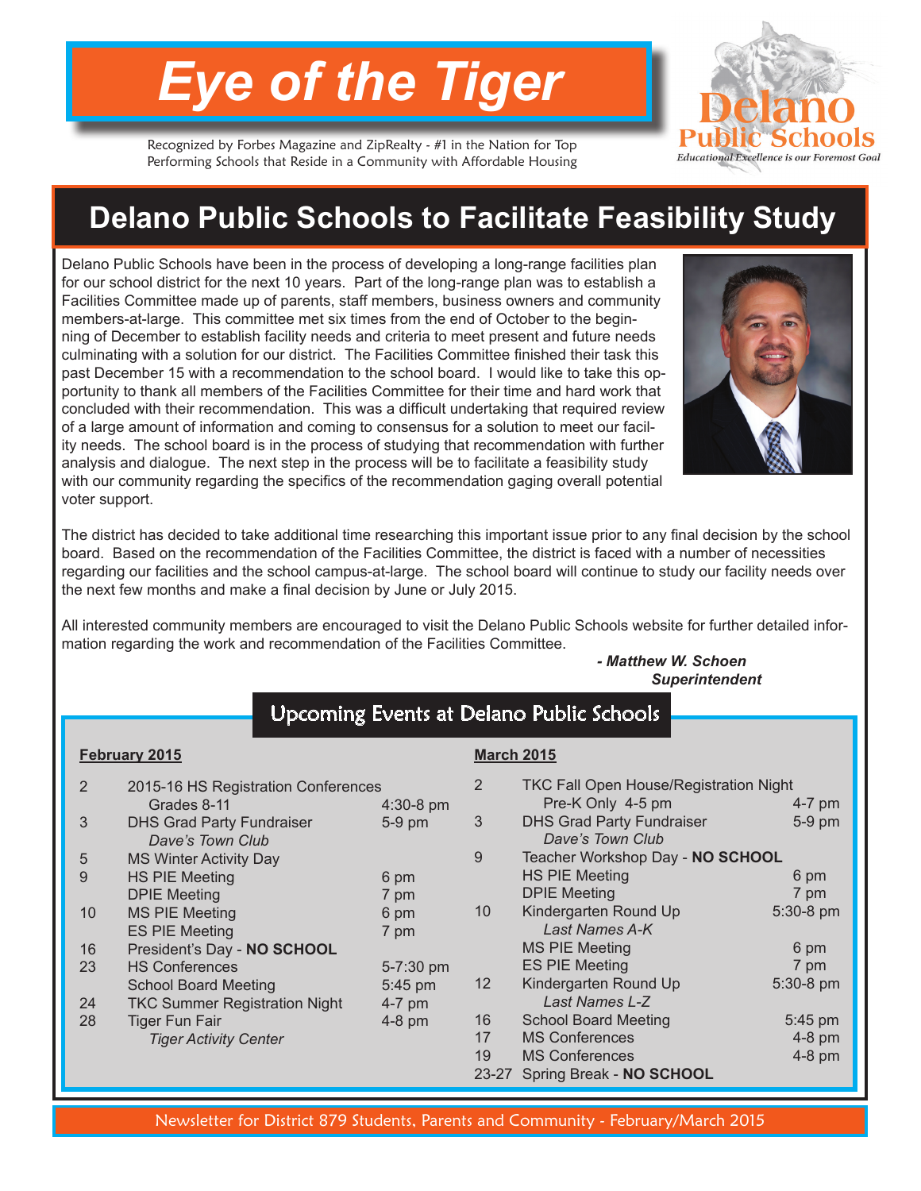# Eye of the Tiger

Recognized by Forbes Magazine and ZipRealty - #1 in the Nation for Top Performing Schools that Reside in a Community with Affordable Housing

**Delano Public Schools**
*Educational Excellence is our Foremost Goal*

## Delano Public Schools to Facilitate Feasibility Study

Delano Public Schools have been in the process of developing a long-range facilities plan for our school district for the next 10 years. Part of the long-range plan was to establish a Facilities Committee made up of parents, staff members, business owners and community members-at-large. This committee met six times from the end of October to the beginning of December to establish facility needs and criteria to meet present and future needs culminating with a solution for our district. The Facilities Committee finished their task this past December 15 with a recommendation to the school board. I would like to take this opportunity to thank all members of the Facilities Committee for their time and hard work that concluded with their recommendation. This was a difficult undertaking that required review of a large amount of information and coming to consensus for a solution to meet our facility needs. The school board is in the process of studying that recommendation with further analysis and dialogue. The next step in the process will be to facilitate a feasibility study with our community regarding the specifics of the recommendation gaging overall potential voter support.

The district has decided to take additional time researching this important issue prior to any final decision by the school board. Based on the recommendation of the Facilities Committee, the district is faced with a number of necessities regarding our facilities and the school campus-at-large. The school board will continue to study our facility needs over the next few months and make a final decision by June or July 2015.

All interested community members are encouraged to visit the Delano Public Schools website for further detailed information regarding the work and recommendation of the Facilities Committee.

***- Matthew W. Schoen***
***Superintendent***

## Upcoming Events at Delano Public Schools

**February 2015**

| Date | Event | Time |
|---|---|---|
| 2 | 2015-16 HS Registration Conferences Grades 8-11 | 4:30-8 pm |
| 3 | DHS Grad Party Fundraiser *Dave's Town Club* | 5-9 pm |
| 5 | MS Winter Activity Day | |
| 9 | HS PIE Meeting | 6 pm |
| | DPIE Meeting | 7 pm |
| 10 | MS PIE Meeting | 6 pm |
| | ES PIE Meeting | 7 pm |
| 16 | President's Day - **NO SCHOOL** | |
| 23 | HS Conferences | 5-7:30 pm |
| | School Board Meeting | 5:45 pm |
| 24 | TKC Summer Registration Night | 4-7 pm |
| 28 | Tiger Fun Fair *Tiger Activity Center* | 4-8 pm |

**March 2015**

| Date | Event | Time |
|---|---|---|
| 2 | TKC Fall Open House/Registration Night Pre-K Only 4-5 pm | 4-7 pm |
| 3 | DHS Grad Party Fundraiser *Dave's Town Club* | 5-9 pm |
| 9 | Teacher Workshop Day - **NO SCHOOL** | |
| | HS PIE Meeting | 6 pm |
| | DPIE Meeting | 7 pm |
| 10 | Kindergarten Round Up *Last Names A-K* | 5:30-8 pm |
| | MS PIE Meeting | 6 pm |
| | ES PIE Meeting | 7 pm |
| 12 | Kindergarten Round Up *Last Names L-Z* | 5:30-8 pm |
| 16 | School Board Meeting | 5:45 pm |
| 17 | MS Conferences | 4-8 pm |
| 19 | MS Conferences | 4-8 pm |
| 23-27 | Spring Break - **NO SCHOOL** | |

Newsletter for District 879 Students, Parents and Community - February/March 2015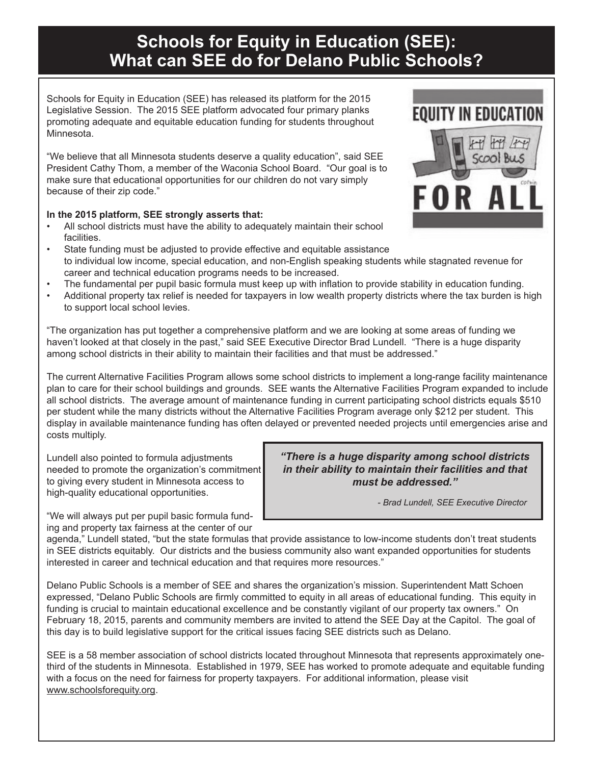# Schools for Equity in Education (SEE): What can SEE do for Delano Public Schools?

Schools for Equity in Education (SEE) has released its platform for the 2015 Legislative Session. The 2015 SEE platform advocated four primary planks promoting adequate and equitable education funding for students throughout Minnesota.

"We believe that all Minnesota students deserve a quality education", said SEE President Cathy Thom, a member of the Waconia School Board. "Our goal is to make sure that educational opportunities for our children do not vary simply because of their zip code."

**In the 2015 platform, SEE strongly asserts that:**

- All school districts must have the ability to adequately maintain their school facilities.
- State funding must be adjusted to provide effective and equitable assistance to individual low income, special education, and non-English speaking students while stagnated revenue for career and technical education programs needs to be increased.
- The fundamental per pupil basic formula must keep up with inflation to provide stability in education funding.
- Additional property tax relief is needed for taxpayers in low wealth property districts where the tax burden is high to support local school levies.

"The organization has put together a comprehensive platform and we are looking at some areas of funding we haven't looked at that closely in the past," said SEE Executive Director Brad Lundell. "There is a huge disparity among school districts in their ability to maintain their facilities and that must be addressed."

The current Alternative Facilities Program allows some school districts to implement a long-range facility maintenance plan to care for their school buildings and grounds. SEE wants the Alternative Facilities Program expanded to include all school districts. The average amount of maintenance funding in current participating school districts equals $510 per student while the many districts without the Alternative Facilities Program average only $212 per student. This display in available maintenance funding has often delayed or prevented needed projects until emergencies arise and costs multiply.

> ***"There is a huge disparity among school districts in their ability to maintain their facilities and that must be addressed."***
>
> *- Brad Lundell, SEE Executive Director*

Lundell also pointed to formula adjustments needed to promote the organization's commitment to giving every student in Minnesota access to high-quality educational opportunities.

"We will always put per pupil basic formula funding and property tax fairness at the center of our agenda," Lundell stated, "but the state formulas that provide assistance to low-income students don't treat students in SEE districts equitably. Our districts and the busiess community also want expanded opportunities for students interested in career and technical education and that requires more resources."

Delano Public Schools is a member of SEE and shares the organization's mission. Superintendent Matt Schoen expressed, "Delano Public Schools are firmly committed to equity in all areas of educational funding. This equity in funding is crucial to maintain educational excellence and be constantly vigilant of our property tax owners." On February 18, 2015, parents and community members are invited to attend the SEE Day at the Capitol. The goal of this day is to build legislative support for the critical issues facing SEE districts such as Delano.

SEE is a 58 member association of school districts located throughout Minnesota that represents approximately one-third of the students in Minnesota. Established in 1979, SEE has worked to promote adequate and equitable funding with a focus on the need for fairness for property taxpayers. For additional information, please visit www.schoolsforequity.org.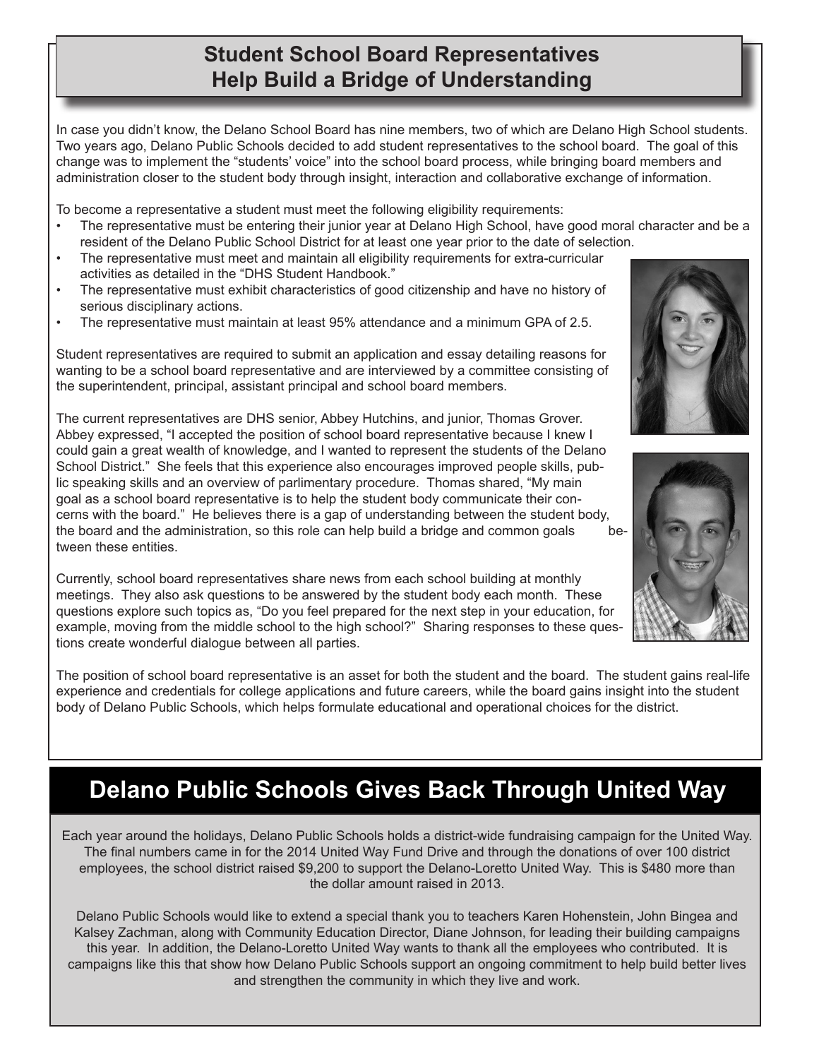## Student School Board Representatives Help Build a Bridge of Understanding

In case you didn't know, the Delano School Board has nine members, two of which are Delano High School students. Two years ago, Delano Public Schools decided to add student representatives to the school board. The goal of this change was to implement the "students' voice" into the school board process, while bringing board members and administration closer to the student body through insight, interaction and collaborative exchange of information.

To become a representative a student must meet the following eligibility requirements:

- The representative must be entering their junior year at Delano High School, have good moral character and be a resident of the Delano Public School District for at least one year prior to the date of selection.
- The representative must meet and maintain all eligibility requirements for extra-curricular activities as detailed in the "DHS Student Handbook."
- The representative must exhibit characteristics of good citizenship and have no history of serious disciplinary actions.
- The representative must maintain at least 95% attendance and a minimum GPA of 2.5.

Student representatives are required to submit an application and essay detailing reasons for wanting to be a school board representative and are interviewed by a committee consisting of the superintendent, principal, assistant principal and school board members.

The current representatives are DHS senior, Abbey Hutchins, and junior, Thomas Grover. Abbey expressed, "I accepted the position of school board representative because I knew I could gain a great wealth of knowledge, and I wanted to represent the students of the Delano School District." She feels that this experience also encourages improved people skills, public speaking skills and an overview of parlimentary procedure. Thomas shared, "My main goal as a school board representative is to help the student body communicate their concerns with the board." He believes there is a gap of understanding between the student body, the board and the administration, so this role can help build a bridge and common goals between these entities.

Currently, school board representatives share news from each school building at monthly meetings. They also ask questions to be answered by the student body each month. These questions explore such topics as, "Do you feel prepared for the next step in your education, for example, moving from the middle school to the high school?" Sharing responses to these questions create wonderful dialogue between all parties.

The position of school board representative is an asset for both the student and the board. The student gains real-life experience and credentials for college applications and future careers, while the board gains insight into the student body of Delano Public Schools, which helps formulate educational and operational choices for the district.

## Delano Public Schools Gives Back Through United Way

Each year around the holidays, Delano Public Schools holds a district-wide fundraising campaign for the United Way. The final numbers came in for the 2014 United Way Fund Drive and through the donations of over 100 district employees, the school district raised $9,200 to support the Delano-Loretto United Way. This is $480 more than the dollar amount raised in 2013.

Delano Public Schools would like to extend a special thank you to teachers Karen Hohenstein, John Bingea and Kalsey Zachman, along with Community Education Director, Diane Johnson, for leading their building campaigns this year. In addition, the Delano-Loretto United Way wants to thank all the employees who contributed. It is campaigns like this that show how Delano Public Schools support an ongoing commitment to help build better lives and strengthen the community in which they live and work.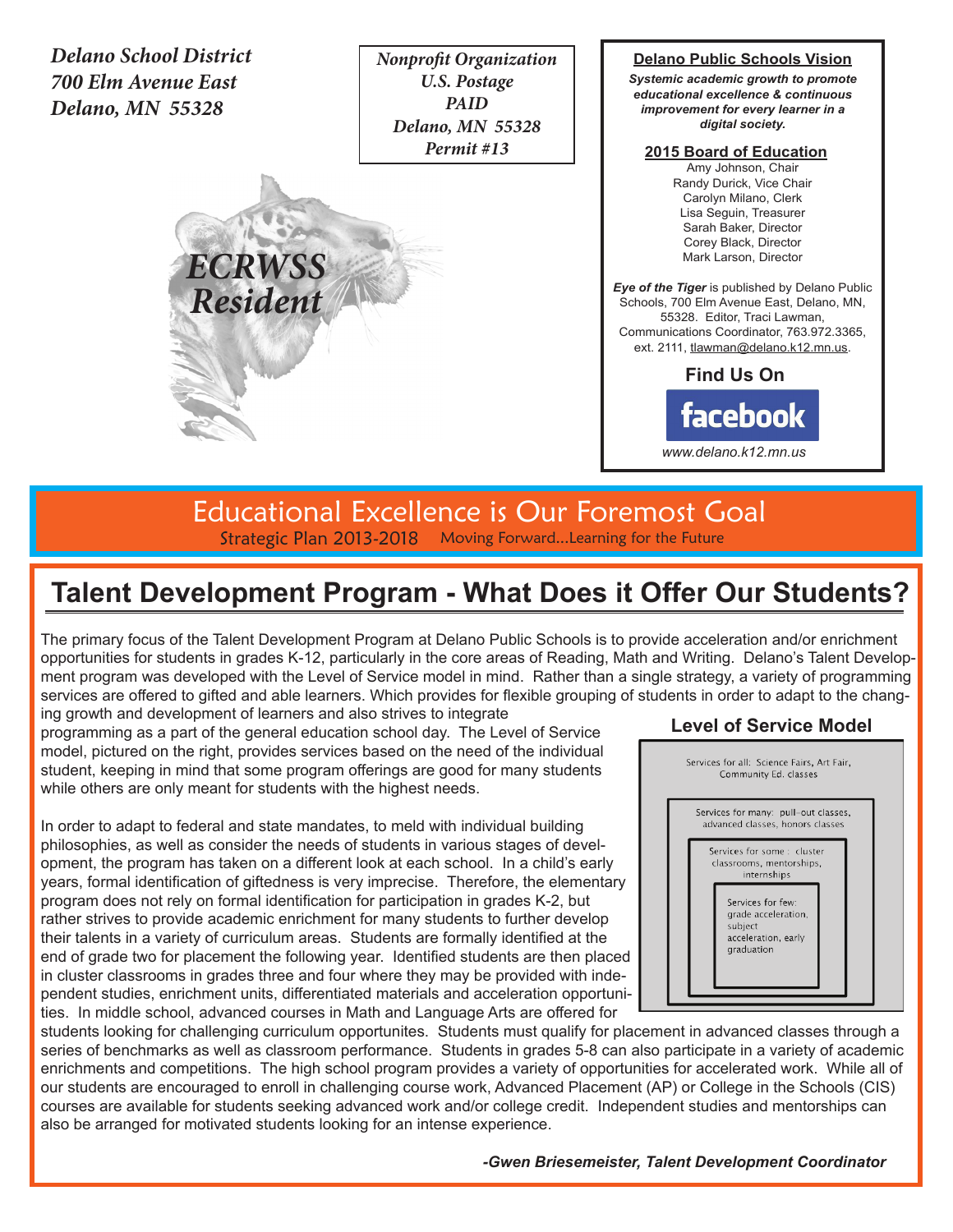*Delano School District*
*700 Elm Avenue East*
*Delano, MN 55328*

*Nonprofit Organization*
*U.S. Postage*
*PAID*
*Delano, MN 55328*
*Permit #13*

*ECRWSS*
*Resident*

**Delano Public Schools Vision**

***Systemic academic growth to promote educational excellence & continuous improvement for every learner in a digital society.***

**2015 Board of Education**

Amy Johnson, Chair
Randy Durick, Vice Chair
Carolyn Milano, Clerk
Lisa Seguin, Treasurer
Sarah Baker, Director
Corey Black, Director
Mark Larson, Director

***Eye of the Tiger*** is published by Delano Public Schools, 700 Elm Avenue East, Delano, MN, 55328. Editor, Traci Lawman, Communications Coordinator, 763.972.3365, ext. 2111, tlawman@delano.k12.mn.us.

**Find Us On**

facebook

*www.delano.k12.mn.us*

Educational Excellence is Our Foremost Goal

Strategic Plan 2013-2018 Moving Forward...Learning for the Future

# Talent Development Program - What Does it Offer Our Students?

The primary focus of the Talent Development Program at Delano Public Schools is to provide acceleration and/or enrichment opportunities for students in grades K-12, particularly in the core areas of Reading, Math and Writing. Delano's Talent Development program was developed with the Level of Service model in mind. Rather than a single strategy, a variety of programming services are offered to gifted and able learners. Which provides for flexible grouping of students in order to adapt to the changing growth and development of learners and also strives to integrate programming as a part of the general education school day. The Level of Service model, pictured on the right, provides services based on the need of the individual student, keeping in mind that some program offerings are good for many students while others are only meant for students with the highest needs.

**Level of Service Model**

Services for all: Science Fairs, Art Fair, Community Ed. classes

Services for many: pull-out classes, advanced classes, honors classes

Services for some: cluster classrooms, mentorships, internships

Services for few: grade acceleration, subject acceleration, early graduation

In order to adapt to federal and state mandates, to meld with individual building philosophies, as well as consider the needs of students in various stages of development, the program has taken on a different look at each school. In a child's early years, formal identification of giftedness is very imprecise. Therefore, the elementary program does not rely on formal identification for participation in grades K-2, but rather strives to provide academic enrichment for many students to further develop their talents in a variety of curriculum areas. Students are formally identified at the end of grade two for placement the following year. Identified students are then placed in cluster classrooms in grades three and four where they may be provided with independent studies, enrichment units, differentiated materials and acceleration opportunities. In middle school, advanced courses in Math and Language Arts are offered for students looking for challenging curriculum opportunites. Students must qualify for placement in advanced classes through a series of benchmarks as well as classroom performance. Students in grades 5-8 can also participate in a variety of academic enrichments and competitions. The high school program provides a variety of opportunities for accelerated work. While all of our students are encouraged to enroll in challenging course work, Advanced Placement (AP) or College in the Schools (CIS) courses are available for students seeking advanced work and/or college credit. Independent studies and mentorships can also be arranged for motivated students looking for an intense experience.

***-Gwen Briesemeister, Talent Development Coordinator***